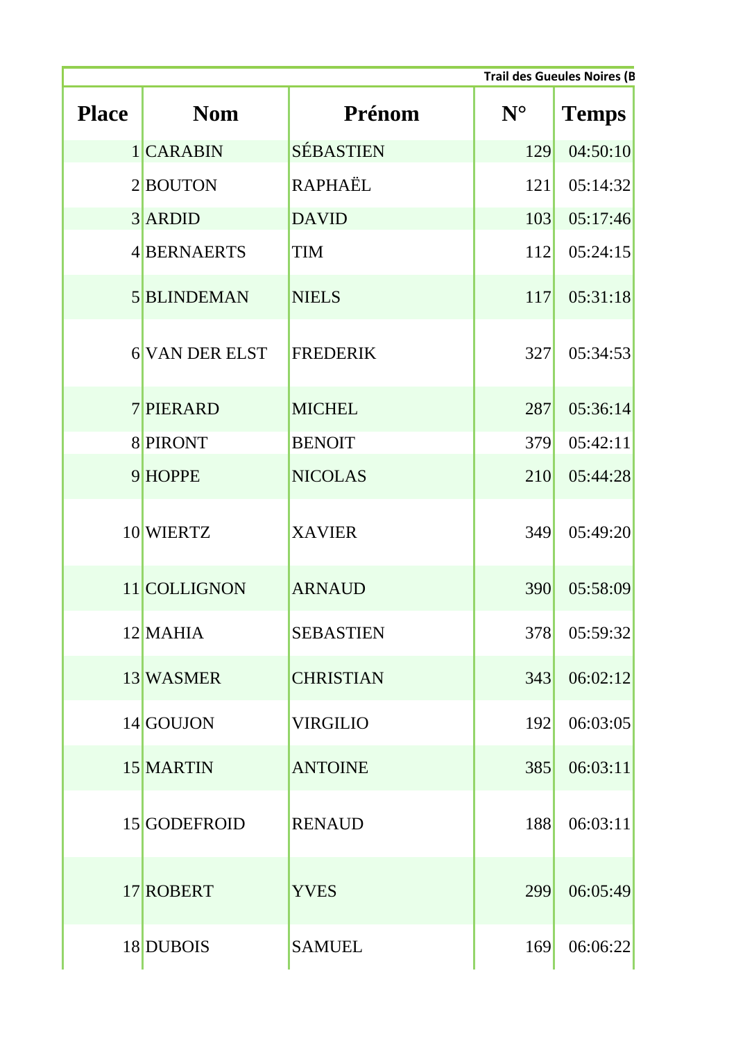Trail des Gueules Noires (B

| Place | Nom | Prénom | N° | Temps |
|---|---|---|---|---|
| 1 | CARABIN | SÉBASTIEN | 129 | 04:50:10 |
| 2 | BOUTON | RAPHAËL | 121 | 05:14:32 |
| 3 | ARDID | DAVID | 103 | 05:17:46 |
| 4 | BERNAERTS | TIM | 112 | 05:24:15 |
| 5 | BLINDEMAN | NIELS | 117 | 05:31:18 |
| 6 | VAN DER ELST | FREDERIK | 327 | 05:34:53 |
| 7 | PIERARD | MICHEL | 287 | 05:36:14 |
| 8 | PIRONT | BENOIT | 379 | 05:42:11 |
| 9 | HOPPE | NICOLAS | 210 | 05:44:28 |
| 10 | WIERTZ | XAVIER | 349 | 05:49:20 |
| 11 | COLLIGNON | ARNAUD | 390 | 05:58:09 |
| 12 | MAHIA | SEBASTIEN | 378 | 05:59:32 |
| 13 | WASMER | CHRISTIAN | 343 | 06:02:12 |
| 14 | GOUJON | VIRGILIO | 192 | 06:03:05 |
| 15 | MARTIN | ANTOINE | 385 | 06:03:11 |
| 15 | GODEFROID | RENAUD | 188 | 06:03:11 |
| 17 | ROBERT | YVES | 299 | 06:05:49 |
| 18 | DUBOIS | SAMUEL | 169 | 06:06:22 |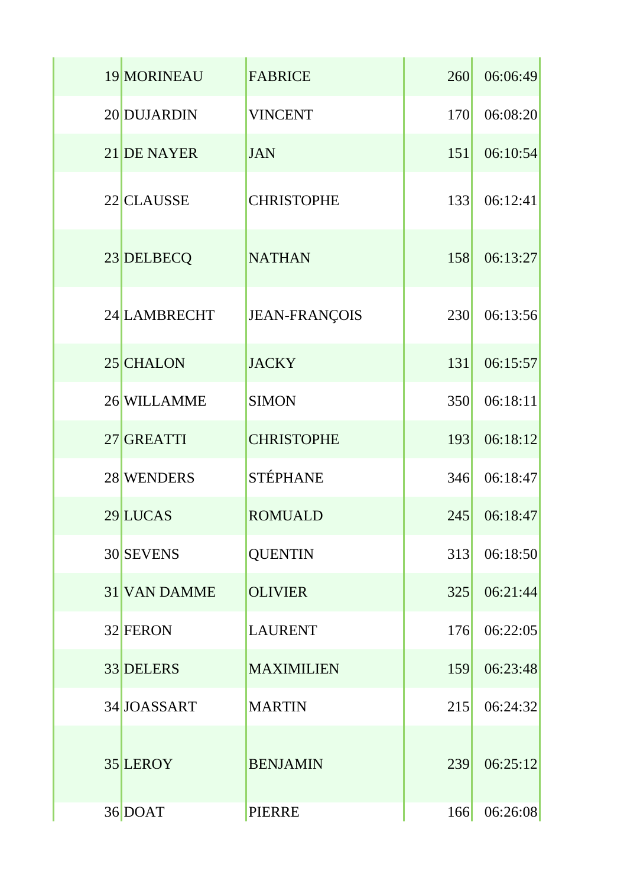| | | | | |
|---|---|---|---|---|
| 19 | MORINEAU | FABRICE | 260 | 06:06:49 |
| 20 | DUJARDIN | VINCENT | 170 | 06:08:20 |
| 21 | DE NAYER | JAN | 151 | 06:10:54 |
| 22 | CLAUSSE | CHRISTOPHE | 133 | 06:12:41 |
| 23 | DELBECQ | NATHAN | 158 | 06:13:27 |
| 24 | LAMBRECHT | JEAN-FRANÇOIS | 230 | 06:13:56 |
| 25 | CHALON | JACKY | 131 | 06:15:57 |
| 26 | WILLAMME | SIMON | 350 | 06:18:11 |
| 27 | GREATTI | CHRISTOPHE | 193 | 06:18:12 |
| 28 | WENDERS | STÉPHANE | 346 | 06:18:47 |
| 29 | LUCAS | ROMUALD | 245 | 06:18:47 |
| 30 | SEVENS | QUENTIN | 313 | 06:18:50 |
| 31 | VAN DAMME | OLIVIER | 325 | 06:21:44 |
| 32 | FERON | LAURENT | 176 | 06:22:05 |
| 33 | DELERS | MAXIMILIEN | 159 | 06:23:48 |
| 34 | JOASSART | MARTIN | 215 | 06:24:32 |
| 35 | LEROY | BENJAMIN | 239 | 06:25:12 |
| 36 | DOAT | PIERRE | 166 | 06:26:08 |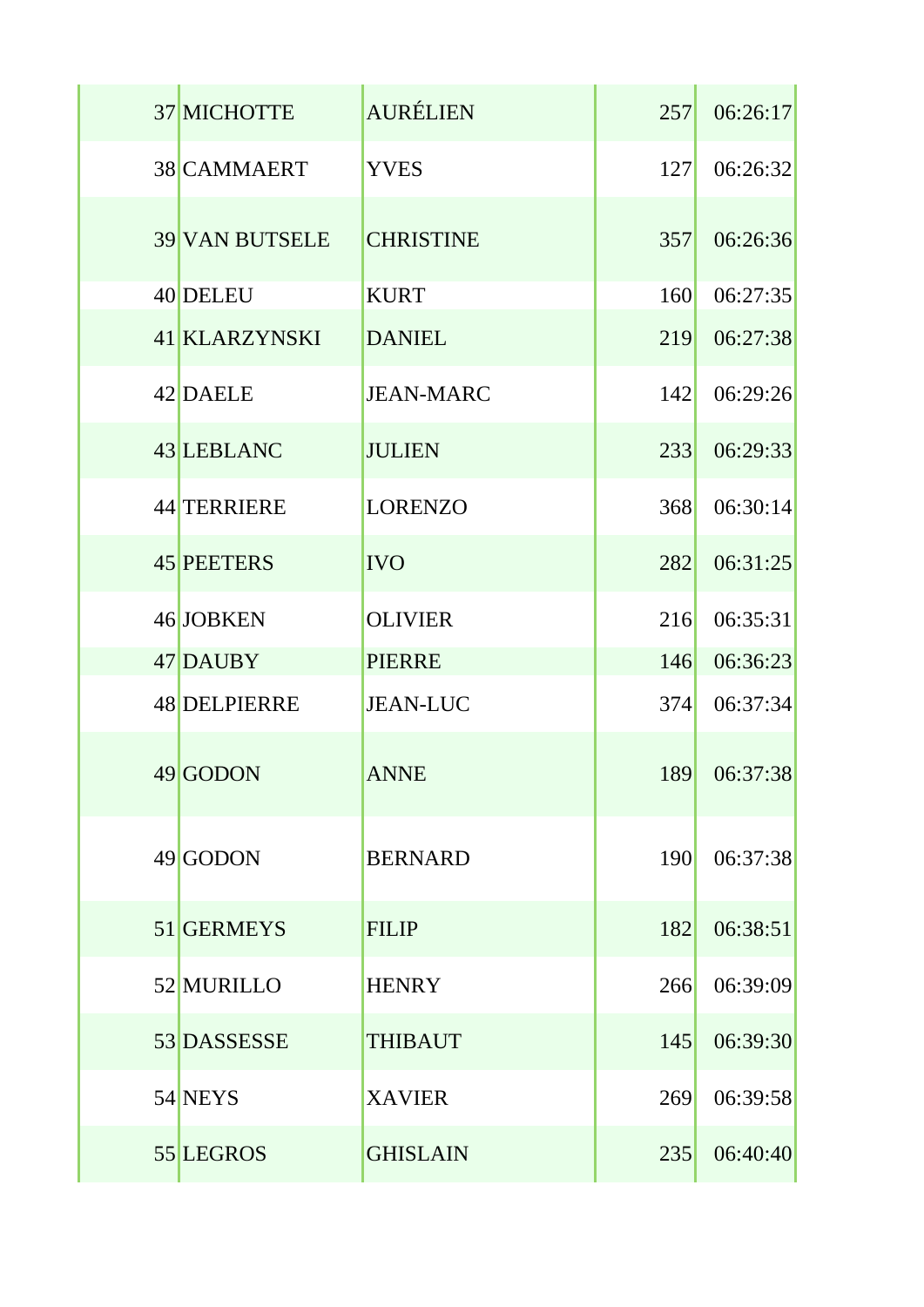| | | | | |
|---|---|---|---|---|
| 37 | MICHOTTE | AURÉLIEN | 257 | 06:26:17 |
| 38 | CAMMAERT | YVES | 127 | 06:26:32 |
| 39 | VAN BUTSELE | CHRISTINE | 357 | 06:26:36 |
| 40 | DELEU | KURT | 160 | 06:27:35 |
| 41 | KLARZYNSKI | DANIEL | 219 | 06:27:38 |
| 42 | DAELE | JEAN-MARC | 142 | 06:29:26 |
| 43 | LEBLANC | JULIEN | 233 | 06:29:33 |
| 44 | TERRIERE | LORENZO | 368 | 06:30:14 |
| 45 | PEETERS | IVO | 282 | 06:31:25 |
| 46 | JOBKEN | OLIVIER | 216 | 06:35:31 |
| 47 | DAUBY | PIERRE | 146 | 06:36:23 |
| 48 | DELPIERRE | JEAN-LUC | 374 | 06:37:34 |
| 49 | GODON | ANNE | 189 | 06:37:38 |
| 49 | GODON | BERNARD | 190 | 06:37:38 |
| 51 | GERMEYS | FILIP | 182 | 06:38:51 |
| 52 | MURILLO | HENRY | 266 | 06:39:09 |
| 53 | DASSESSE | THIBAUT | 145 | 06:39:30 |
| 54 | NEYS | XAVIER | 269 | 06:39:58 |
| 55 | LEGROS | GHISLAIN | 235 | 06:40:40 |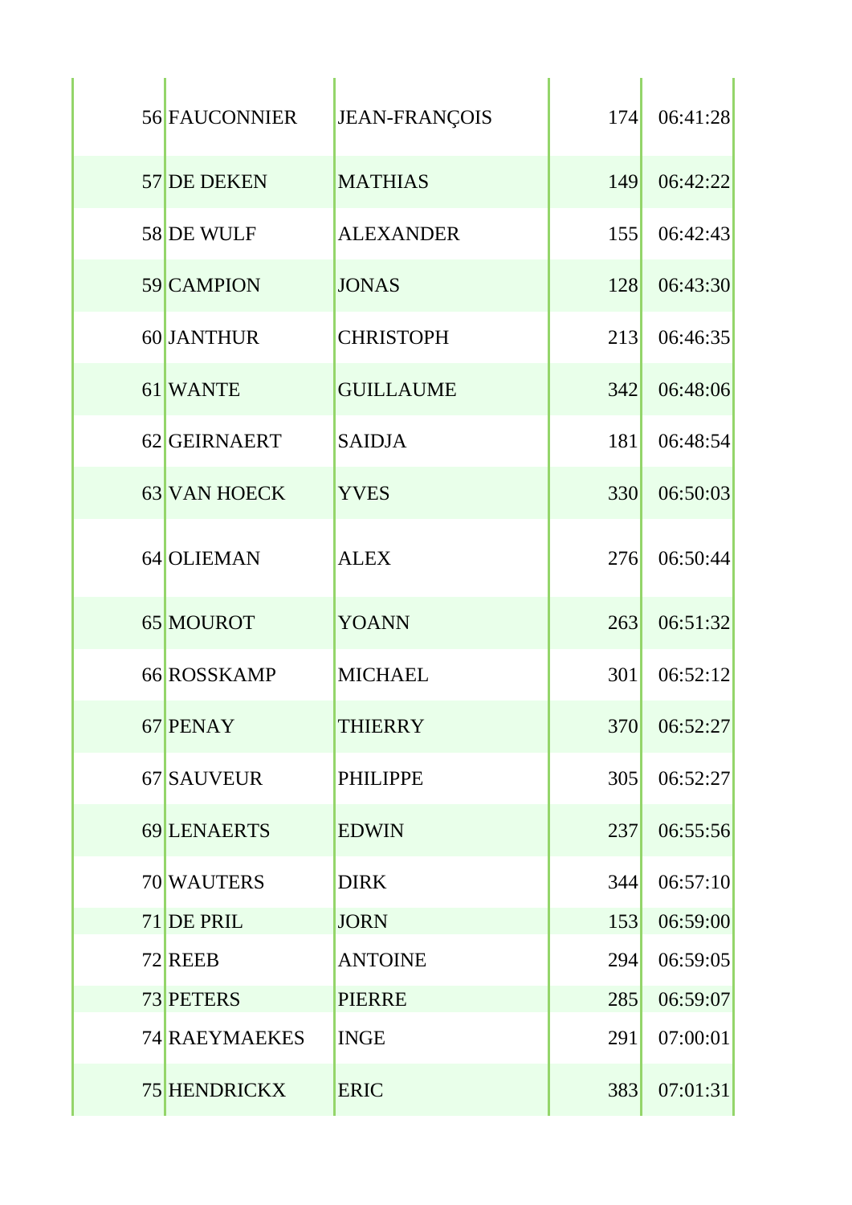| | | | | |
|---|---|---|---|---|
| 56 | FAUCONNIER | JEAN-FRANÇOIS | 174 | 06:41:28 |
| 57 | DE DEKEN | MATHIAS | 149 | 06:42:22 |
| 58 | DE WULF | ALEXANDER | 155 | 06:42:43 |
| 59 | CAMPION | JONAS | 128 | 06:43:30 |
| 60 | JANTHUR | CHRISTOPH | 213 | 06:46:35 |
| 61 | WANTE | GUILLAUME | 342 | 06:48:06 |
| 62 | GEIRNAERT | SAIDJA | 181 | 06:48:54 |
| 63 | VAN HOECK | YVES | 330 | 06:50:03 |
| 64 | OLIEMAN | ALEX | 276 | 06:50:44 |
| 65 | MOUROT | YOANN | 263 | 06:51:32 |
| 66 | ROSSKAMP | MICHAEL | 301 | 06:52:12 |
| 67 | PENAY | THIERRY | 370 | 06:52:27 |
| 67 | SAUVEUR | PHILIPPE | 305 | 06:52:27 |
| 69 | LENAERTS | EDWIN | 237 | 06:55:56 |
| 70 | WAUTERS | DIRK | 344 | 06:57:10 |
| 71 | DE PRIL | JORN | 153 | 06:59:00 |
| 72 | REEB | ANTOINE | 294 | 06:59:05 |
| 73 | PETERS | PIERRE | 285 | 06:59:07 |
| 74 | RAEYMAEKES | INGE | 291 | 07:00:01 |
| 75 | HENDRICKX | ERIC | 383 | 07:01:31 |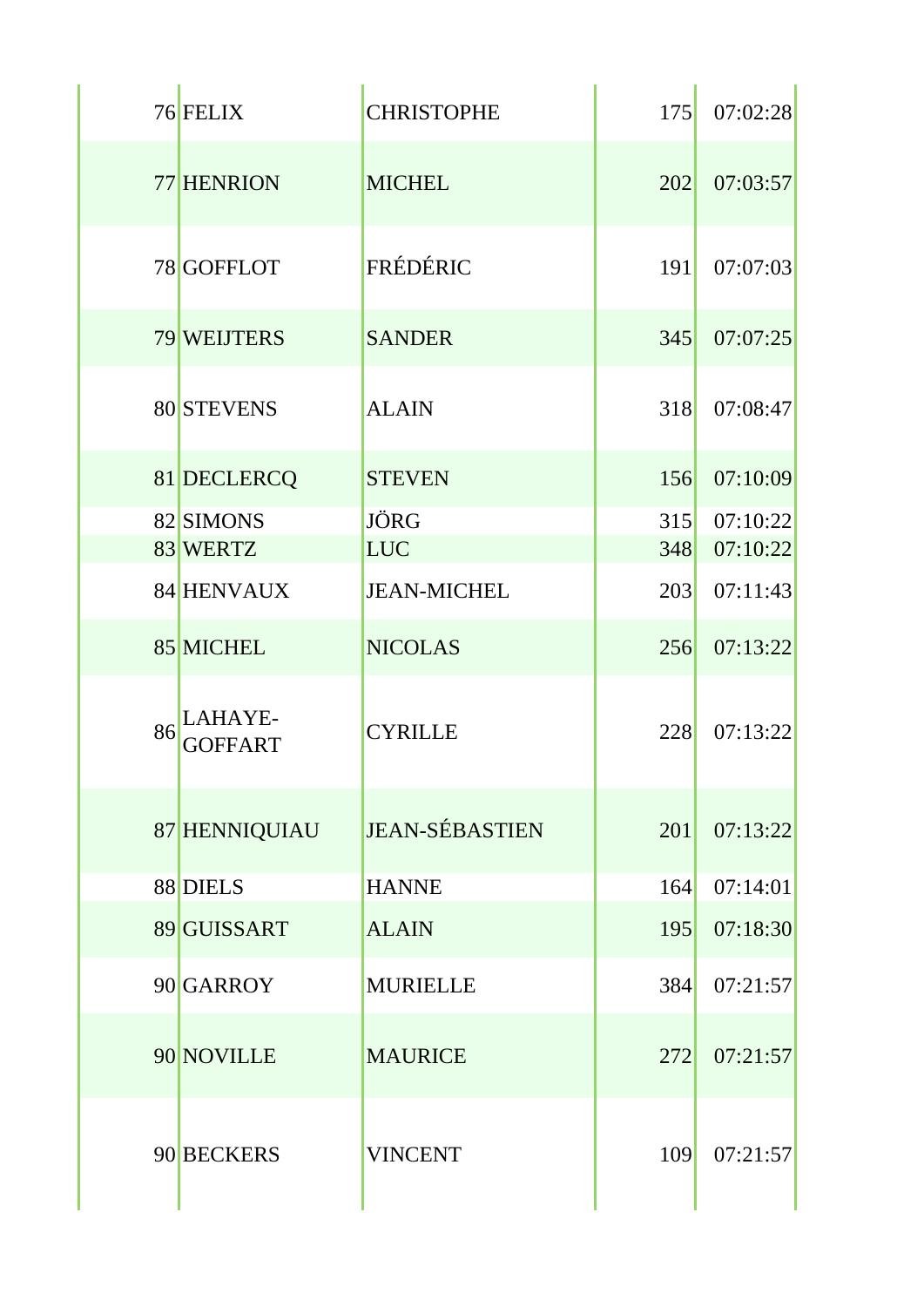| | | | | |
|---|---|---|---|---|
| 76 | FELIX | CHRISTOPHE | 175 | 07:02:28 |
| 77 | HENRION | MICHEL | 202 | 07:03:57 |
| 78 | GOFFLOT | FRÉDÉRIC | 191 | 07:07:03 |
| 79 | WEIJTERS | SANDER | 345 | 07:07:25 |
| 80 | STEVENS | ALAIN | 318 | 07:08:47 |
| 81 | DECLERCQ | STEVEN | 156 | 07:10:09 |
| 82 | SIMONS | JÖRG | 315 | 07:10:22 |
| 83 | WERTZ | LUC | 348 | 07:10:22 |
| 84 | HENVAUX | JEAN-MICHEL | 203 | 07:11:43 |
| 85 | MICHEL | NICOLAS | 256 | 07:13:22 |
| 86 | LAHAYE-GOFFART | CYRILLE | 228 | 07:13:22 |
| 87 | HENNIQUIAU | JEAN-SÉBASTIEN | 201 | 07:13:22 |
| 88 | DIELS | HANNE | 164 | 07:14:01 |
| 89 | GUISSART | ALAIN | 195 | 07:18:30 |
| 90 | GARROY | MURIELLE | 384 | 07:21:57 |
| 90 | NOVILLE | MAURICE | 272 | 07:21:57 |
| 90 | BECKERS | VINCENT | 109 | 07:21:57 |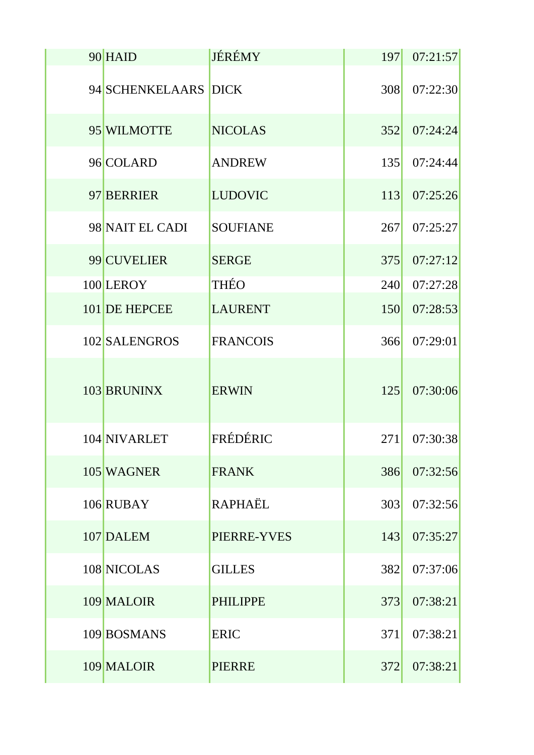| | | | | |
|---|---|---|---|---|
| 90 | HAID | JÉRÉMY | 197 | 07:21:57 |
| 94 | SCHENKELAARS | DICK | 308 | 07:22:30 |
| 95 | WILMOTTE | NICOLAS | 352 | 07:24:24 |
| 96 | COLARD | ANDREW | 135 | 07:24:44 |
| 97 | BERRIER | LUDOVIC | 113 | 07:25:26 |
| 98 | NAIT EL CADI | SOUFIANE | 267 | 07:25:27 |
| 99 | CUVELIER | SERGE | 375 | 07:27:12 |
| 100 | LEROY | THÉO | 240 | 07:27:28 |
| 101 | DE HEPCEE | LAURENT | 150 | 07:28:53 |
| 102 | SALENGROS | FRANCOIS | 366 | 07:29:01 |
| 103 | BRUNINX | ERWIN | 125 | 07:30:06 |
| 104 | NIVARLET | FRÉDÉRIC | 271 | 07:30:38 |
| 105 | WAGNER | FRANK | 386 | 07:32:56 |
| 106 | RUBAY | RAPHAËL | 303 | 07:32:56 |
| 107 | DALEM | PIERRE-YVES | 143 | 07:35:27 |
| 108 | NICOLAS | GILLES | 382 | 07:37:06 |
| 109 | MALOIR | PHILIPPE | 373 | 07:38:21 |
| 109 | BOSMANS | ERIC | 371 | 07:38:21 |
| 109 | MALOIR | PIERRE | 372 | 07:38:21 |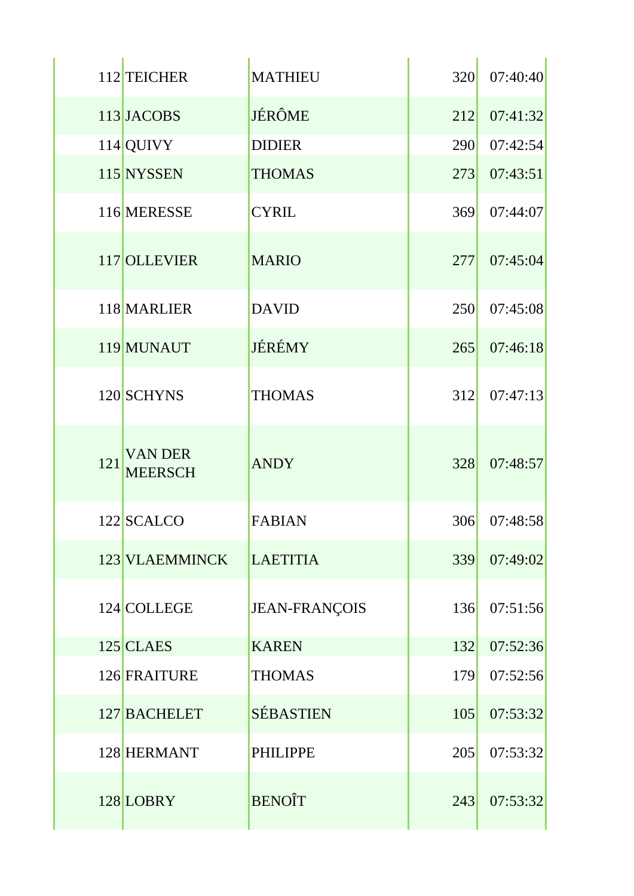| | | | | |
|---|---|---|---|---|
| 112 | TEICHER | MATHIEU | 320 | 07:40:40 |
| 113 | JACOBS | JÉRÔME | 212 | 07:41:32 |
| 114 | QUIVY | DIDIER | 290 | 07:42:54 |
| 115 | NYSSEN | THOMAS | 273 | 07:43:51 |
| 116 | MERESSE | CYRIL | 369 | 07:44:07 |
| 117 | OLLEVIER | MARIO | 277 | 07:45:04 |
| 118 | MARLIER | DAVID | 250 | 07:45:08 |
| 119 | MUNAUT | JÉRÉMY | 265 | 07:46:18 |
| 120 | SCHYNS | THOMAS | 312 | 07:47:13 |
| 121 | VAN DER MEERSCH | ANDY | 328 | 07:48:57 |
| 122 | SCALCO | FABIAN | 306 | 07:48:58 |
| 123 | VLAEMMINCK | LAETITIA | 339 | 07:49:02 |
| 124 | COLLEGE | JEAN-FRANÇOIS | 136 | 07:51:56 |
| 125 | CLAES | KAREN | 132 | 07:52:36 |
| 126 | FRAITURE | THOMAS | 179 | 07:52:56 |
| 127 | BACHELET | SÉBASTIEN | 105 | 07:53:32 |
| 128 | HERMANT | PHILIPPE | 205 | 07:53:32 |
| 128 | LOBRY | BENOÎT | 243 | 07:53:32 |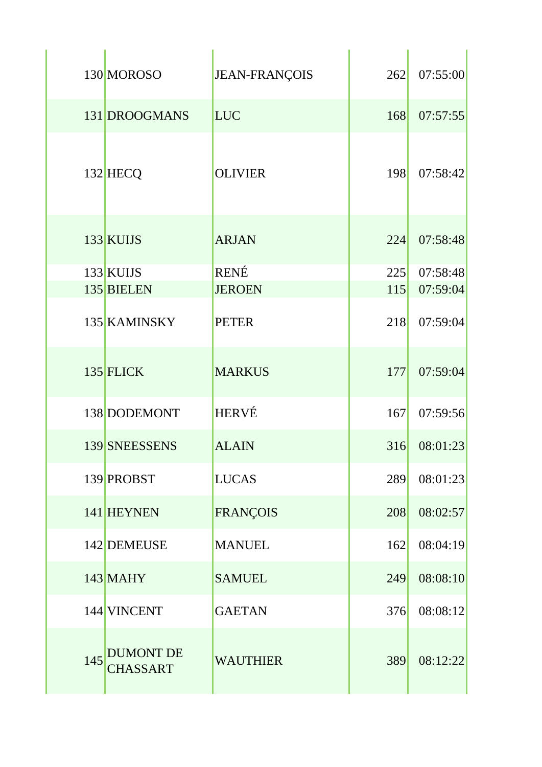| | | | | |
|---|---|---|---|---|
| 130 | MOROSO | JEAN-FRANÇOIS | 262 | 07:55:00 |
| 131 | DROOGMANS | LUC | 168 | 07:57:55 |
| 132 | HECQ | OLIVIER | 198 | 07:58:42 |
| 133 | KUIJS | ARJAN | 224 | 07:58:48 |
| 133 | KUIJS | RENÉ | 225 | 07:58:48 |
| 135 | BIELEN | JEROEN | 115 | 07:59:04 |
| 135 | KAMINSKY | PETER | 218 | 07:59:04 |
| 135 | FLICK | MARKUS | 177 | 07:59:04 |
| 138 | DODEMONT | HERVÉ | 167 | 07:59:56 |
| 139 | SNEESSENS | ALAIN | 316 | 08:01:23 |
| 139 | PROBST | LUCAS | 289 | 08:01:23 |
| 141 | HEYNEN | FRANÇOIS | 208 | 08:02:57 |
| 142 | DEMEUSE | MANUEL | 162 | 08:04:19 |
| 143 | MAHY | SAMUEL | 249 | 08:08:10 |
| 144 | VINCENT | GAETAN | 376 | 08:08:12 |
| 145 | DUMONT DE CHASSART | WAUTHIER | 389 | 08:12:22 |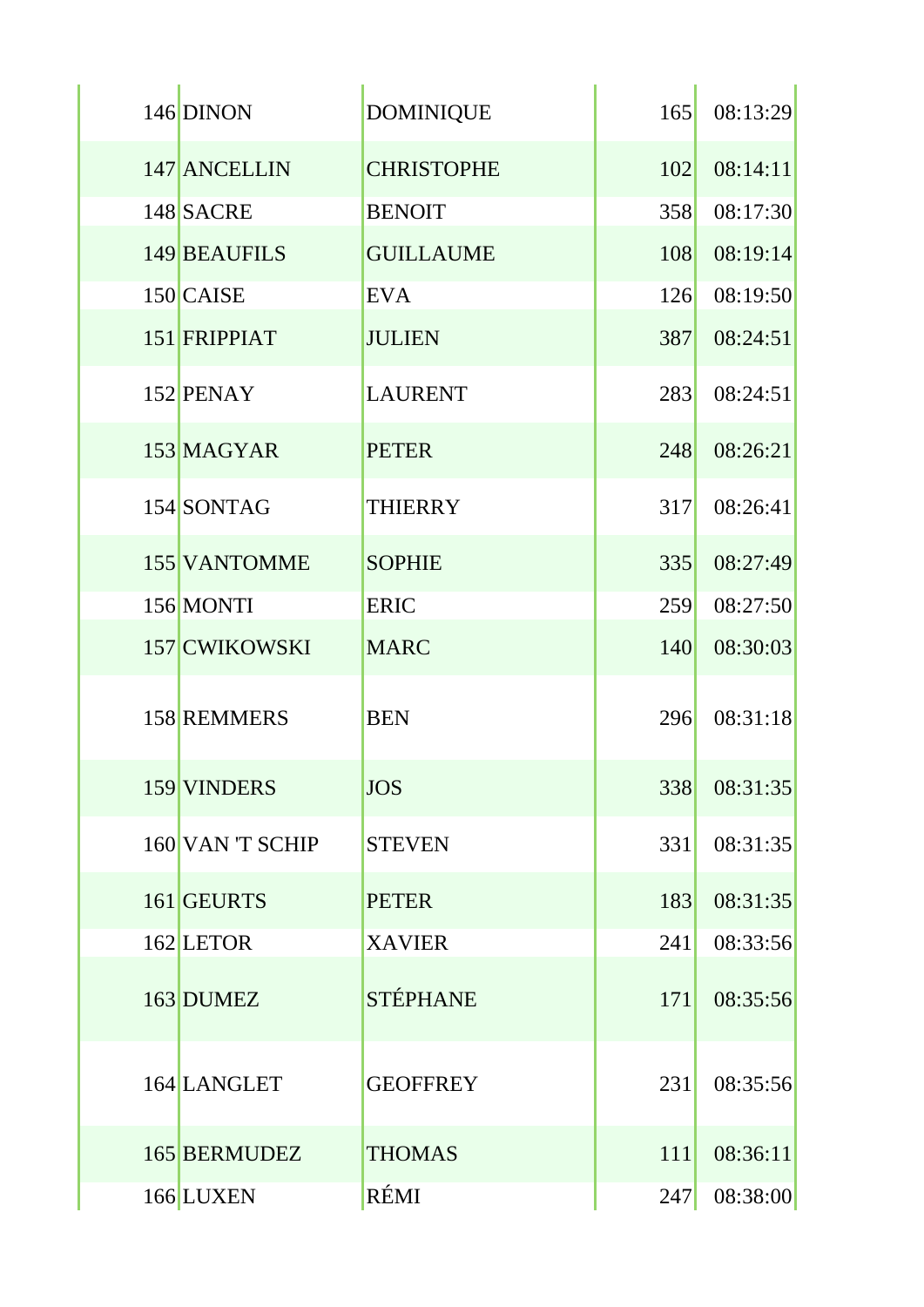| | | | | |
|---|---|---|---|---|
| 146 | DINON | DOMINIQUE | 165 | 08:13:29 |
| 147 | ANCELLIN | CHRISTOPHE | 102 | 08:14:11 |
| 148 | SACRE | BENOIT | 358 | 08:17:30 |
| 149 | BEAUFILS | GUILLAUME | 108 | 08:19:14 |
| 150 | CAISE | EVA | 126 | 08:19:50 |
| 151 | FRIPPIAT | JULIEN | 387 | 08:24:51 |
| 152 | PENAY | LAURENT | 283 | 08:24:51 |
| 153 | MAGYAR | PETER | 248 | 08:26:21 |
| 154 | SONTAG | THIERRY | 317 | 08:26:41 |
| 155 | VANTOMME | SOPHIE | 335 | 08:27:49 |
| 156 | MONTI | ERIC | 259 | 08:27:50 |
| 157 | CWIKOWSKI | MARC | 140 | 08:30:03 |
| 158 | REMMERS | BEN | 296 | 08:31:18 |
| 159 | VINDERS | JOS | 338 | 08:31:35 |
| 160 | VAN 'T SCHIP | STEVEN | 331 | 08:31:35 |
| 161 | GEURTS | PETER | 183 | 08:31:35 |
| 162 | LETOR | XAVIER | 241 | 08:33:56 |
| 163 | DUMEZ | STÉPHANE | 171 | 08:35:56 |
| 164 | LANGLET | GEOFFREY | 231 | 08:35:56 |
| 165 | BERMUDEZ | THOMAS | 111 | 08:36:11 |
| 166 | LUXEN | RÉMI | 247 | 08:38:00 |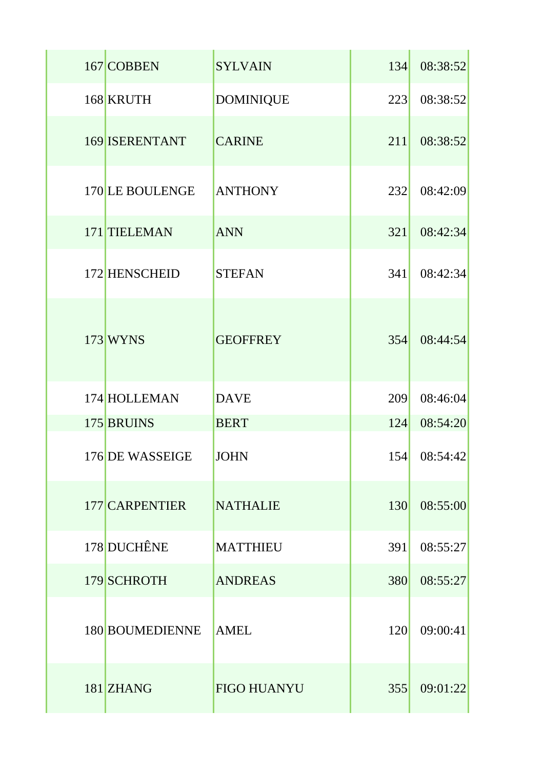| | | | | |
|---|---|---|---|---|
| 167 | COBBEN | SYLVAIN | 134 | 08:38:52 |
| 168 | KRUTH | DOMINIQUE | 223 | 08:38:52 |
| 169 | ISERENTANT | CARINE | 211 | 08:38:52 |
| 170 | LE BOULENGE | ANTHONY | 232 | 08:42:09 |
| 171 | TIELEMAN | ANN | 321 | 08:42:34 |
| 172 | HENSCHEID | STEFAN | 341 | 08:42:34 |
| 173 | WYNS | GEOFFREY | 354 | 08:44:54 |
| 174 | HOLLEMAN | DAVE | 209 | 08:46:04 |
| 175 | BRUINS | BERT | 124 | 08:54:20 |
| 176 | DE WASSEIGE | JOHN | 154 | 08:54:42 |
| 177 | CARPENTIER | NATHALIE | 130 | 08:55:00 |
| 178 | DUCHÊNE | MATTHIEU | 391 | 08:55:27 |
| 179 | SCHROTH | ANDREAS | 380 | 08:55:27 |
| 180 | BOUMEDIENNE | AMEL | 120 | 09:00:41 |
| 181 | ZHANG | FIGO HUANYU | 355 | 09:01:22 |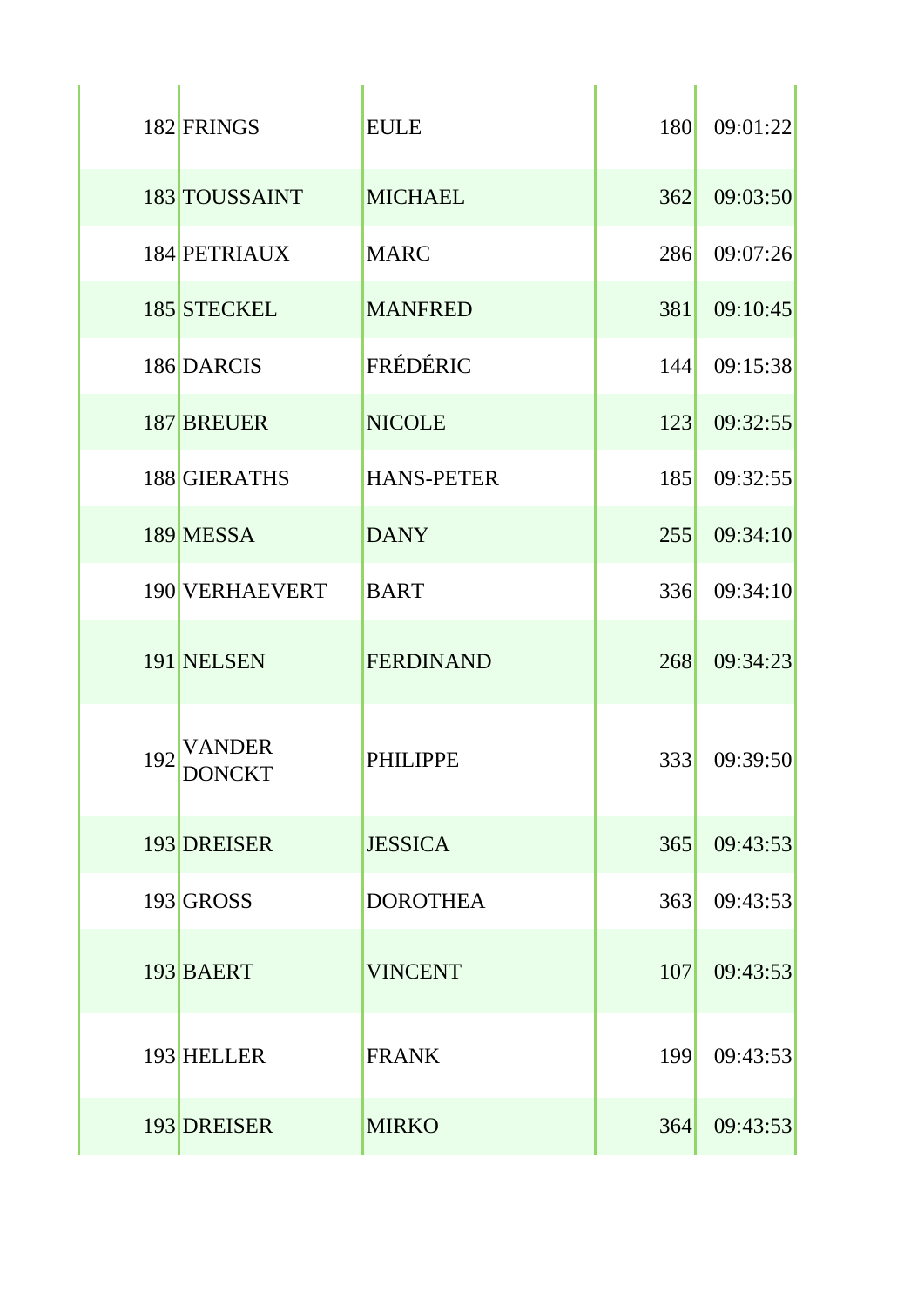| | | | | |
|---|---|---|---|---|
| 182 | FRINGS | EULE | 180 | 09:01:22 |
| 183 | TOUSSAINT | MICHAEL | 362 | 09:03:50 |
| 184 | PETRIAUX | MARC | 286 | 09:07:26 |
| 185 | STECKEL | MANFRED | 381 | 09:10:45 |
| 186 | DARCIS | FRÉDÉRIC | 144 | 09:15:38 |
| 187 | BREUER | NICOLE | 123 | 09:32:55 |
| 188 | GIERATHS | HANS-PETER | 185 | 09:32:55 |
| 189 | MESSA | DANY | 255 | 09:34:10 |
| 190 | VERHAEVERT | BART | 336 | 09:34:10 |
| 191 | NELSEN | FERDINAND | 268 | 09:34:23 |
| 192 | VANDER DONCKT | PHILIPPE | 333 | 09:39:50 |
| 193 | DREISER | JESSICA | 365 | 09:43:53 |
| 193 | GROSS | DOROTHEA | 363 | 09:43:53 |
| 193 | BAERT | VINCENT | 107 | 09:43:53 |
| 193 | HELLER | FRANK | 199 | 09:43:53 |
| 193 | DREISER | MIRKO | 364 | 09:43:53 |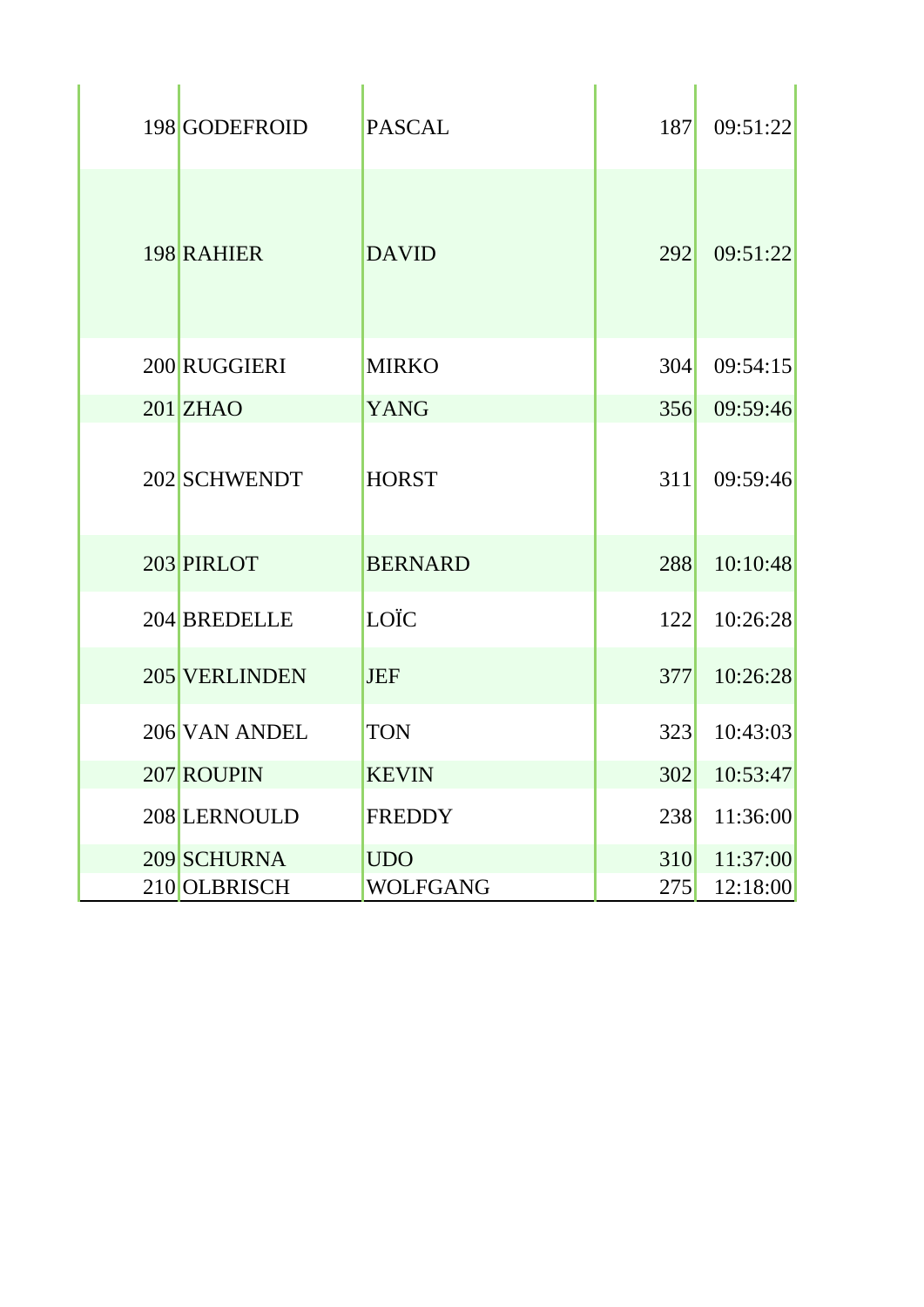| | | | | |
|---|---|---|---|---|
| 198 | GODEFROID | PASCAL | 187 | 09:51:22 |
| 198 | RAHIER | DAVID | 292 | 09:51:22 |
| 200 | RUGGIERI | MIRKO | 304 | 09:54:15 |
| 201 | ZHAO | YANG | 356 | 09:59:46 |
| 202 | SCHWENDT | HORST | 311 | 09:59:46 |
| 203 | PIRLOT | BERNARD | 288 | 10:10:48 |
| 204 | BREDELLE | LOÏC | 122 | 10:26:28 |
| 205 | VERLINDEN | JEF | 377 | 10:26:28 |
| 206 | VAN ANDEL | TON | 323 | 10:43:03 |
| 207 | ROUPIN | KEVIN | 302 | 10:53:47 |
| 208 | LERNOULD | FREDDY | 238 | 11:36:00 |
| 209 | SCHURNA | UDO | 310 | 11:37:00 |
| 210 | OLBRISCH | WOLFGANG | 275 | 12:18:00 |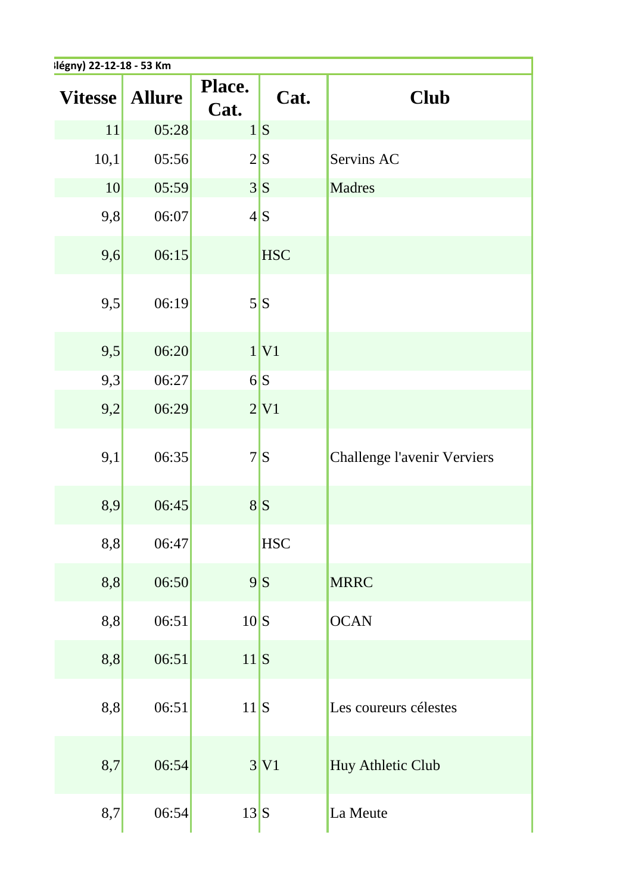ılégny) 22-12-18 - 53 Km

| Vitesse | Allure | Place. Cat. | Cat. | Club |
|---|---|---|---|---|
| 11 | 05:28 | 1 | S | |
| 10,1 | 05:56 | 2 | S | Servins AC |
| 10 | 05:59 | 3 | S | Madres |
| 9,8 | 06:07 | 4 | S | |
| 9,6 | 06:15 | | HSC | |
| 9,5 | 06:19 | 5 | S | |
| 9,5 | 06:20 | 1 | V1 | |
| 9,3 | 06:27 | 6 | S | |
| 9,2 | 06:29 | 2 | V1 | |
| 9,1 | 06:35 | 7 | S | Challenge l'avenir Verviers |
| 8,9 | 06:45 | 8 | S | |
| 8,8 | 06:47 | | HSC | |
| 8,8 | 06:50 | 9 | S | MRRC |
| 8,8 | 06:51 | 10 | S | OCAN |
| 8,8 | 06:51 | 11 | S | |
| 8,8 | 06:51 | 11 | S | Les coureurs célestes |
| 8,7 | 06:54 | 3 | V1 | Huy Athletic Club |
| 8,7 | 06:54 | 13 | S | La Meute |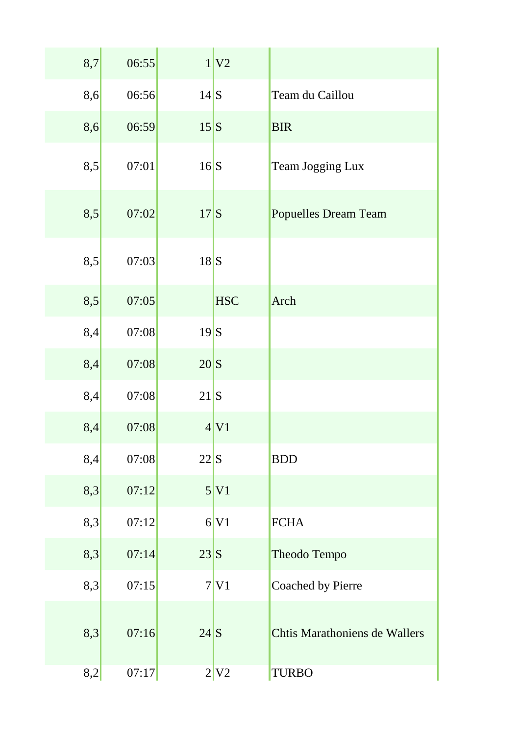|  |  |  |  |  |
|---|---|---|---|---|
| 8,7 | 06:55 | 1 | V2 |  |
| 8,6 | 06:56 | 14 | S | Team du Caillou |
| 8,6 | 06:59 | 15 | S | BIR |
| 8,5 | 07:01 | 16 | S | Team Jogging Lux |
| 8,5 | 07:02 | 17 | S | Popuelles Dream Team |
| 8,5 | 07:03 | 18 | S |  |
| 8,5 | 07:05 |  | HSC | Arch |
| 8,4 | 07:08 | 19 | S |  |
| 8,4 | 07:08 | 20 | S |  |
| 8,4 | 07:08 | 21 | S |  |
| 8,4 | 07:08 | 4 | V1 |  |
| 8,4 | 07:08 | 22 | S | BDD |
| 8,3 | 07:12 | 5 | V1 |  |
| 8,3 | 07:12 | 6 | V1 | FCHA |
| 8,3 | 07:14 | 23 | S | Theodo Tempo |
| 8,3 | 07:15 | 7 | V1 | Coached by Pierre |
| 8,3 | 07:16 | 24 | S | Chtis Marathoniens de Wallers |
| 8,2 | 07:17 | 2 | V2 | TURBO |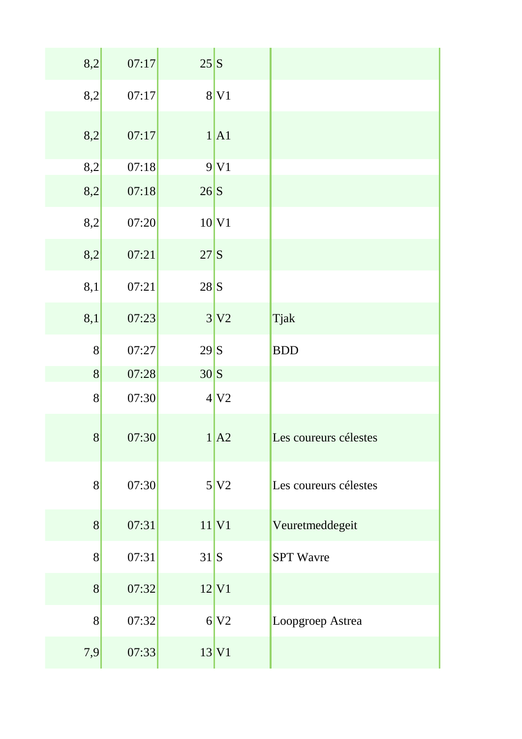| | | | | |
|---|---|---|---|---|
| 8,2 | 07:17 | 25 | S | |
| 8,2 | 07:17 | 8 | V1 | |
| 8,2 | 07:17 | 1 | A1 | |
| 8,2 | 07:18 | 9 | V1 | |
| 8,2 | 07:18 | 26 | S | |
| 8,2 | 07:20 | 10 | V1 | |
| 8,2 | 07:21 | 27 | S | |
| 8,1 | 07:21 | 28 | S | |
| 8,1 | 07:23 | 3 | V2 | Tjak |
| 8 | 07:27 | 29 | S | BDD |
| 8 | 07:28 | 30 | S | |
| 8 | 07:30 | 4 | V2 | |
| 8 | 07:30 | 1 | A2 | Les coureurs célestes |
| 8 | 07:30 | 5 | V2 | Les coureurs célestes |
| 8 | 07:31 | 11 | V1 | Veuretmeddegeit |
| 8 | 07:31 | 31 | S | SPT Wavre |
| 8 | 07:32 | 12 | V1 | |
| 8 | 07:32 | 6 | V2 | Loopgroep Astrea |
| 7,9 | 07:33 | 13 | V1 | |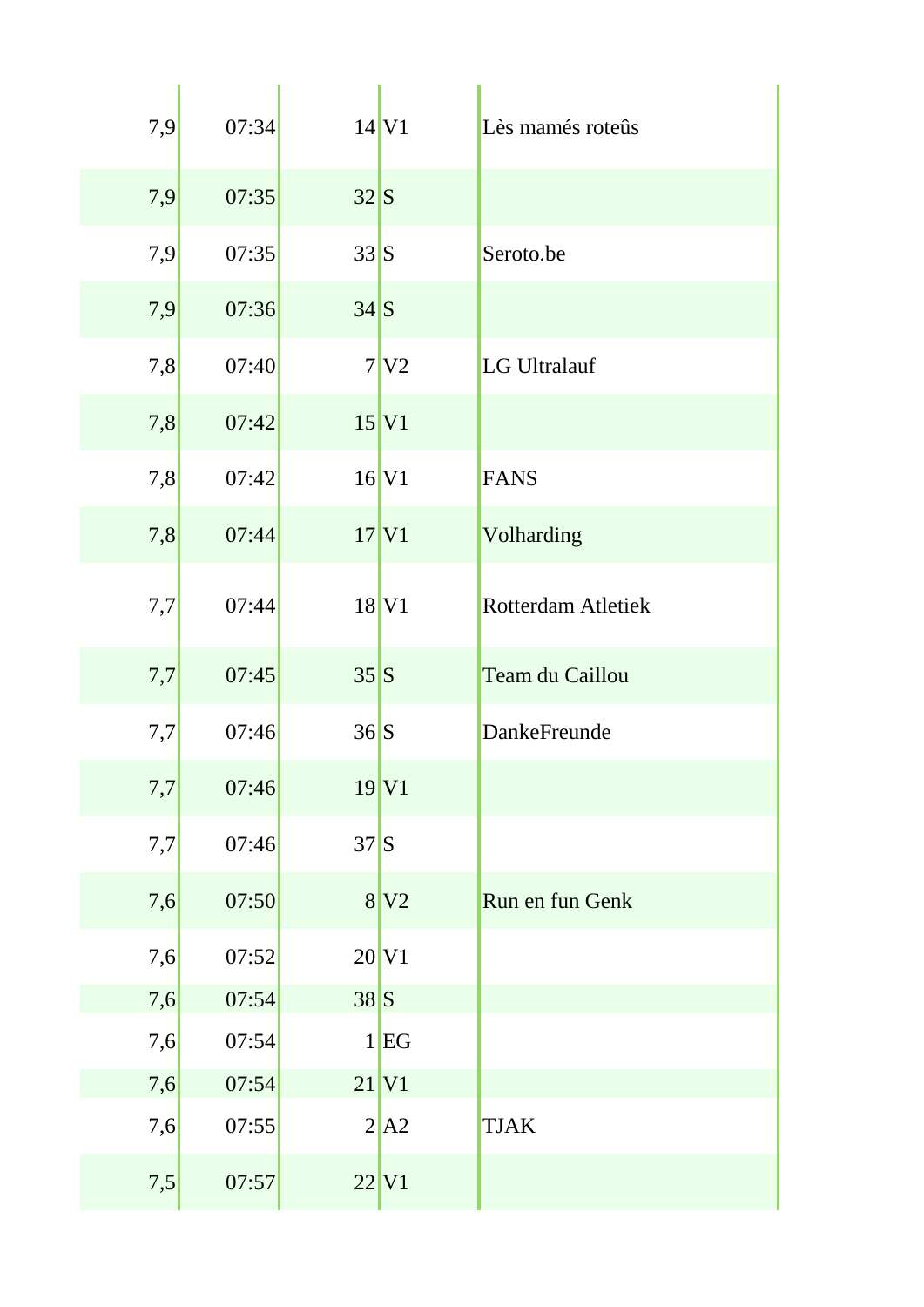| | | | | |
|---|---|---|---|---|
| 7,9 | 07:34 | 14 | V1 | Lès mamés roteûs |
| 7,9 | 07:35 | 32 | S | |
| 7,9 | 07:35 | 33 | S | Seroto.be |
| 7,9 | 07:36 | 34 | S | |
| 7,8 | 07:40 | 7 | V2 | LG Ultralauf |
| 7,8 | 07:42 | 15 | V1 | |
| 7,8 | 07:42 | 16 | V1 | FANS |
| 7,8 | 07:44 | 17 | V1 | Volharding |
| 7,7 | 07:44 | 18 | V1 | Rotterdam Atletiek |
| 7,7 | 07:45 | 35 | S | Team du Caillou |
| 7,7 | 07:46 | 36 | S | DankeFreunde |
| 7,7 | 07:46 | 19 | V1 | |
| 7,7 | 07:46 | 37 | S | |
| 7,6 | 07:50 | 8 | V2 | Run en fun Genk |
| 7,6 | 07:52 | 20 | V1 | |
| 7,6 | 07:54 | 38 | S | |
| 7,6 | 07:54 | 1 | EG | |
| 7,6 | 07:54 | 21 | V1 | |
| 7,6 | 07:55 | 2 | A2 | TJAK |
| 7,5 | 07:57 | 22 | V1 | |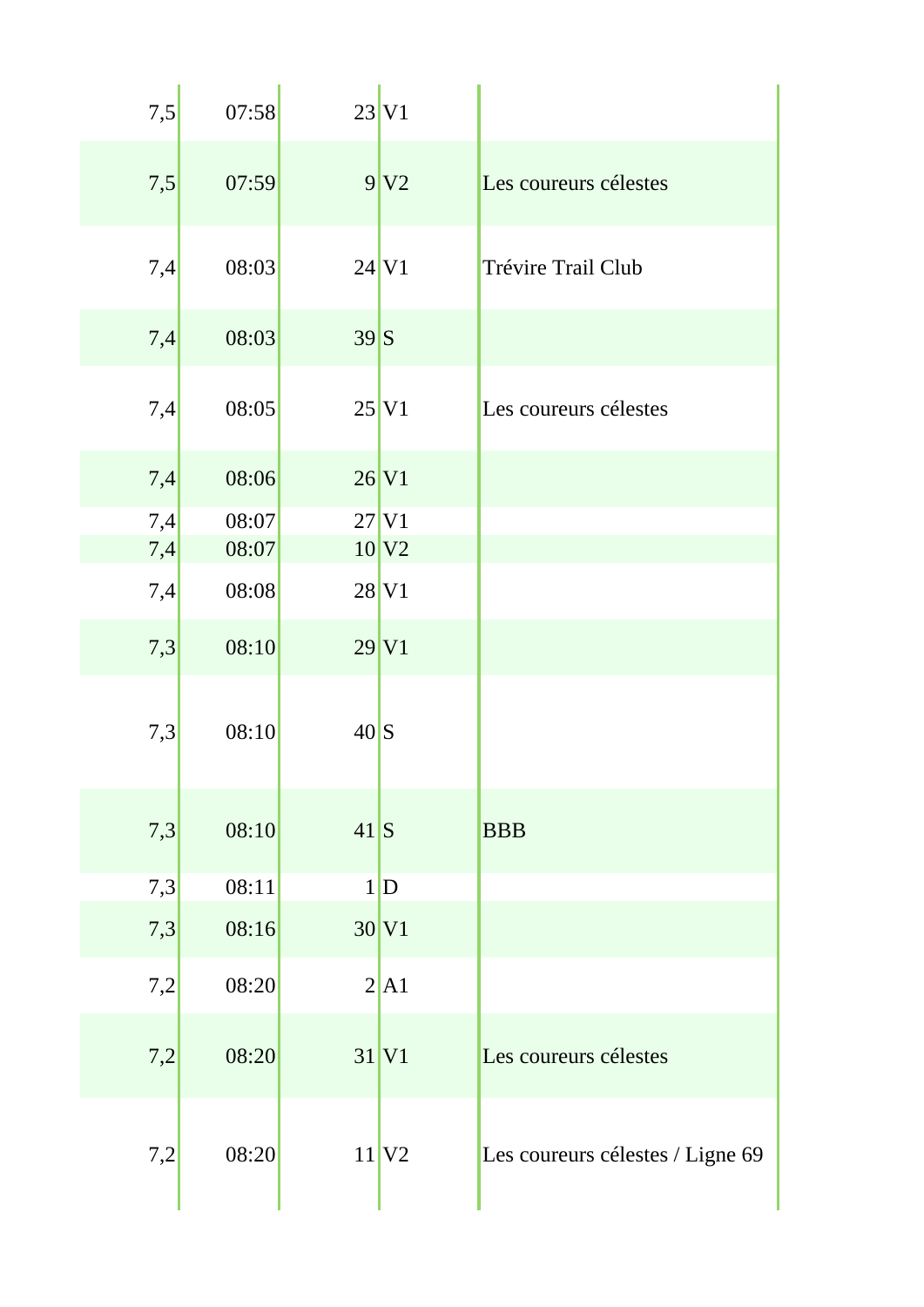| | | | | |
|---|---|---|---|---|
| 7,5 | 07:58 | 23 | V1 | |
| 7,5 | 07:59 | 9 | V2 | Les coureurs célestes |
| 7,4 | 08:03 | 24 | V1 | Trévire Trail Club |
| 7,4 | 08:03 | 39 | S | |
| 7,4 | 08:05 | 25 | V1 | Les coureurs célestes |
| 7,4 | 08:06 | 26 | V1 | |
| 7,4 | 08:07 | 27 | V1 | |
| 7,4 | 08:07 | 10 | V2 | |
| 7,4 | 08:08 | 28 | V1 | |
| 7,3 | 08:10 | 29 | V1 | |
| 7,3 | 08:10 | 40 | S | |
| 7,3 | 08:10 | 41 | S | BBB |
| 7,3 | 08:11 | 1 | D | |
| 7,3 | 08:16 | 30 | V1 | |
| 7,2 | 08:20 | 2 | A1 | |
| 7,2 | 08:20 | 31 | V1 | Les coureurs célestes |
| 7,2 | 08:20 | 11 | V2 | Les coureurs célestes / Ligne 69 |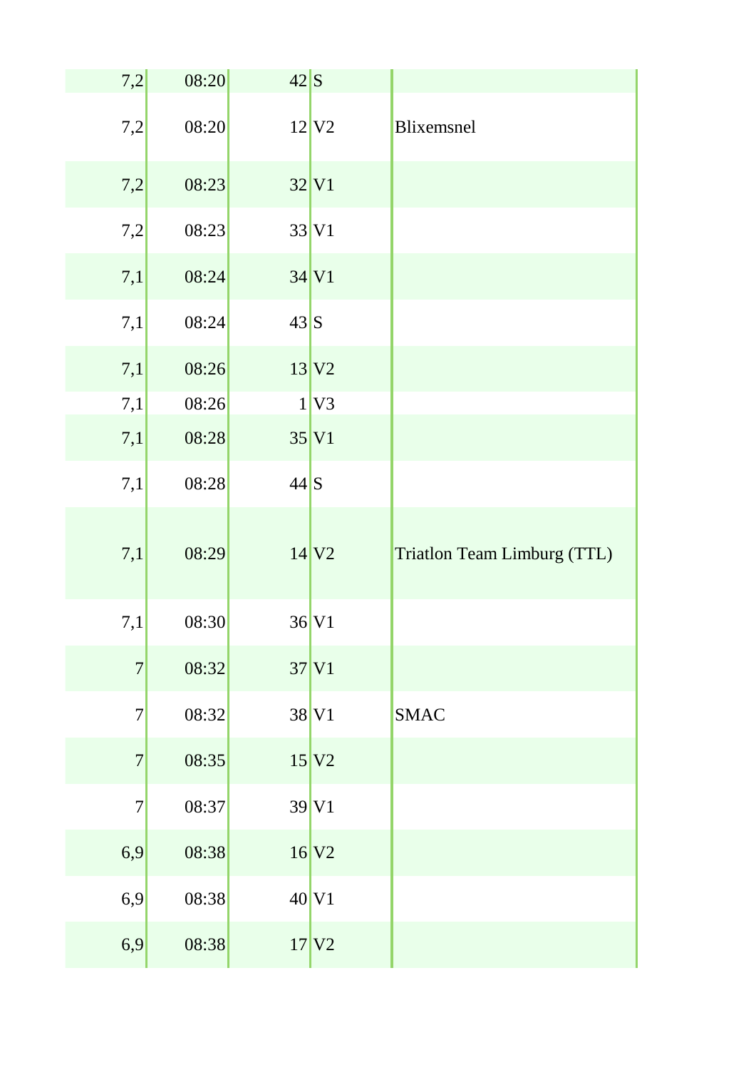| | | | | |
|---|---|---|---|---|
| 7,2 | 08:20 | 42 | S | |
| 7,2 | 08:20 | 12 | V2 | Blixemsnel |
| 7,2 | 08:23 | 32 | V1 | |
| 7,2 | 08:23 | 33 | V1 | |
| 7,1 | 08:24 | 34 | V1 | |
| 7,1 | 08:24 | 43 | S | |
| 7,1 | 08:26 | 13 | V2 | |
| 7,1 | 08:26 | 1 | V3 | |
| 7,1 | 08:28 | 35 | V1 | |
| 7,1 | 08:28 | 44 | S | |
| 7,1 | 08:29 | 14 | V2 | Triatlon Team Limburg (TTL) |
| 7,1 | 08:30 | 36 | V1 | |
| 7 | 08:32 | 37 | V1 | |
| 7 | 08:32 | 38 | V1 | SMAC |
| 7 | 08:35 | 15 | V2 | |
| 7 | 08:37 | 39 | V1 | |
| 6,9 | 08:38 | 16 | V2 | |
| 6,9 | 08:38 | 40 | V1 | |
| 6,9 | 08:38 | 17 | V2 | |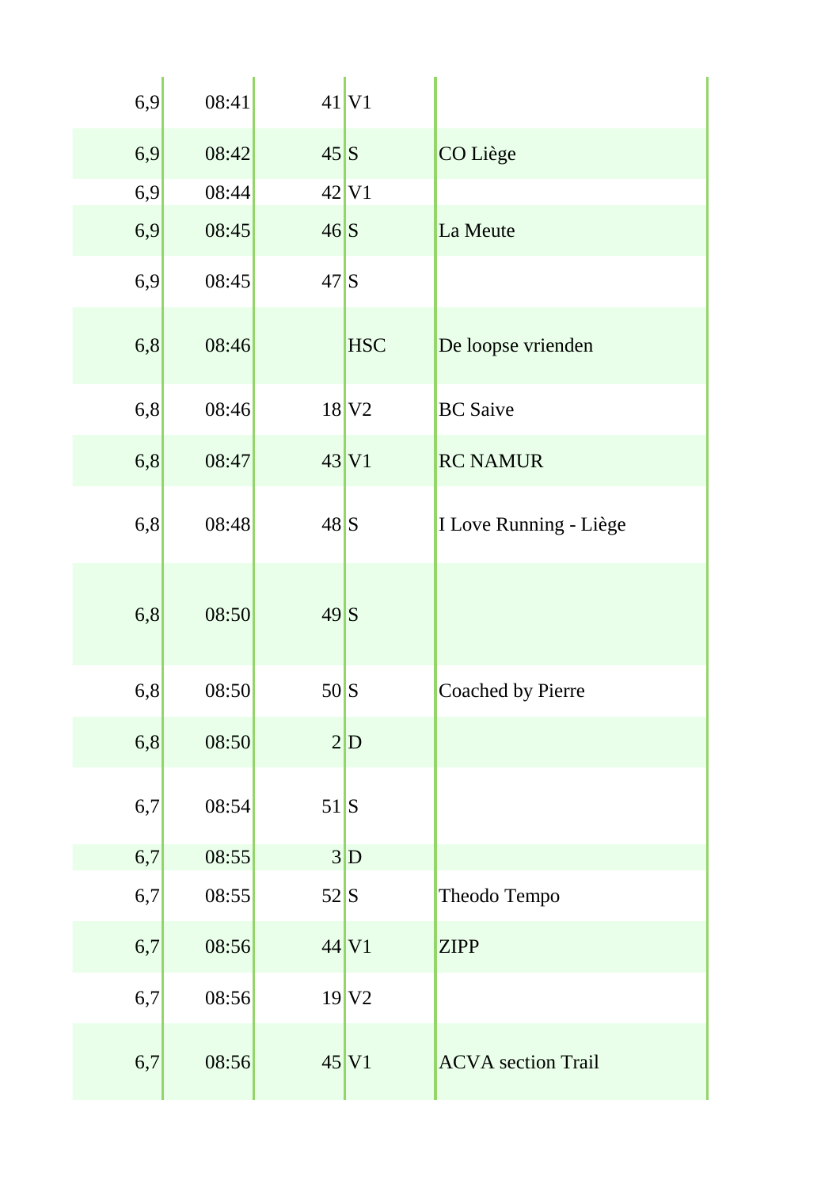| | | | | |
|---|---|---|---|---|
| 6,9 | 08:41 | 41 | V1 | |
| 6,9 | 08:42 | 45 | S | CO Liège |
| 6,9 | 08:44 | 42 | V1 | |
| 6,9 | 08:45 | 46 | S | La Meute |
| 6,9 | 08:45 | 47 | S | |
| 6,8 | 08:46 | | HSC | De loopse vrienden |
| 6,8 | 08:46 | 18 | V2 | BC Saive |
| 6,8 | 08:47 | 43 | V1 | RC NAMUR |
| 6,8 | 08:48 | 48 | S | I Love Running - Liège |
| 6,8 | 08:50 | 49 | S | |
| 6,8 | 08:50 | 50 | S | Coached by Pierre |
| 6,8 | 08:50 | 2 | D | |
| 6,7 | 08:54 | 51 | S | |
| 6,7 | 08:55 | 3 | D | |
| 6,7 | 08:55 | 52 | S | Theodo Tempo |
| 6,7 | 08:56 | 44 | V1 | ZIPP |
| 6,7 | 08:56 | 19 | V2 | |
| 6,7 | 08:56 | 45 | V1 | ACVA section Trail |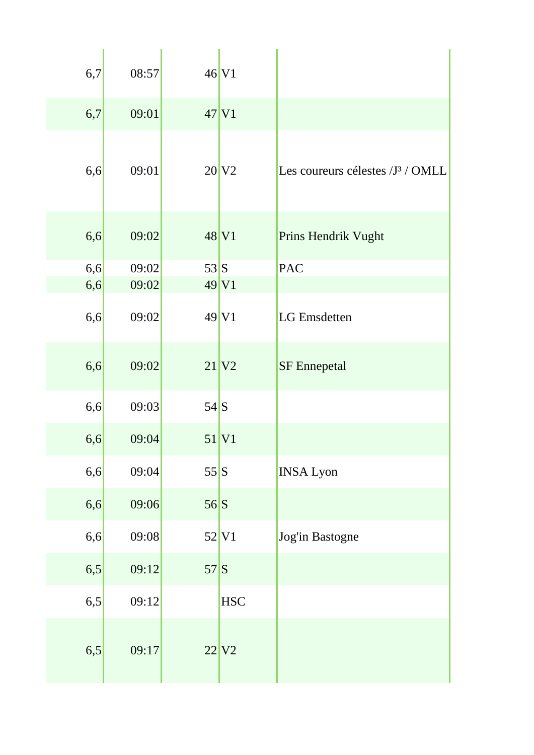| | | | | |
|---|---|---|---|---|
| 6,7 | 08:57 | 46 | V1 | |
| 6,7 | 09:01 | 47 | V1 | |
| 6,6 | 09:01 | 20 | V2 | Les coureurs célestes /J³ / OMLL |
| 6,6 | 09:02 | 48 | V1 | Prins Hendrik Vught |
| 6,6 | 09:02 | 53 | S | PAC |
| 6,6 | 09:02 | 49 | V1 | |
| 6,6 | 09:02 | 49 | V1 | LG Emsdetten |
| 6,6 | 09:02 | 21 | V2 | SF Ennepetal |
| 6,6 | 09:03 | 54 | S | |
| 6,6 | 09:04 | 51 | V1 | |
| 6,6 | 09:04 | 55 | S | INSA Lyon |
| 6,6 | 09:06 | 56 | S | |
| 6,6 | 09:08 | 52 | V1 | Jog'in Bastogne |
| 6,5 | 09:12 | 57 | S | |
| 6,5 | 09:12 | | HSC | |
| 6,5 | 09:17 | 22 | V2 | |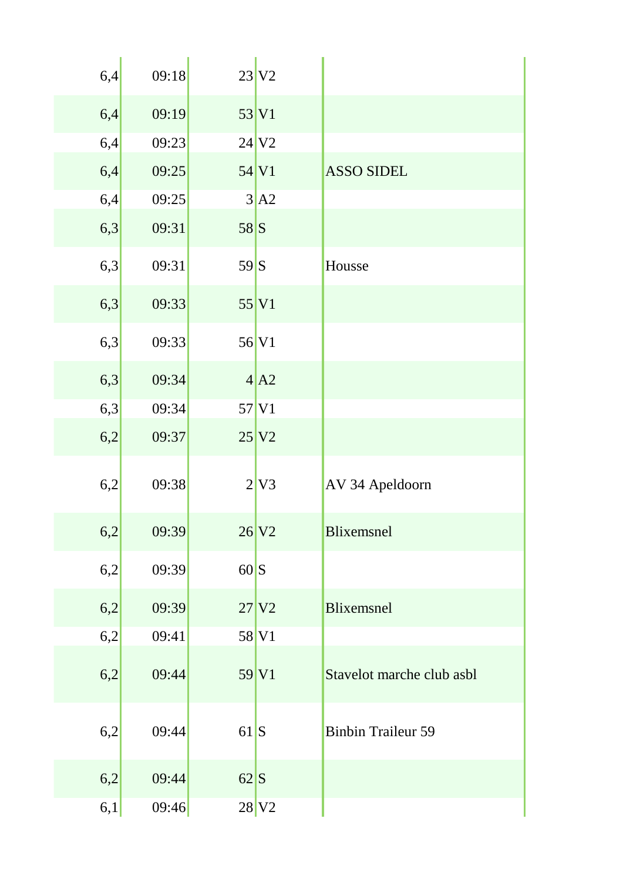| | | | | |
|---|---|---|---|---|
| 6,4 | 09:18 | 23 | V2 | |
| 6,4 | 09:19 | 53 | V1 | |
| 6,4 | 09:23 | 24 | V2 | |
| 6,4 | 09:25 | 54 | V1 | ASSO SIDEL |
| 6,4 | 09:25 | 3 | A2 | |
| 6,3 | 09:31 | 58 | S | |
| 6,3 | 09:31 | 59 | S | Housse |
| 6,3 | 09:33 | 55 | V1 | |
| 6,3 | 09:33 | 56 | V1 | |
| 6,3 | 09:34 | 4 | A2 | |
| 6,3 | 09:34 | 57 | V1 | |
| 6,2 | 09:37 | 25 | V2 | |
| 6,2 | 09:38 | 2 | V3 | AV 34 Apeldoorn |
| 6,2 | 09:39 | 26 | V2 | Blixemsnel |
| 6,2 | 09:39 | 60 | S | |
| 6,2 | 09:39 | 27 | V2 | Blixemsnel |
| 6,2 | 09:41 | 58 | V1 | |
| 6,2 | 09:44 | 59 | V1 | Stavelot marche club asbl |
| 6,2 | 09:44 | 61 | S | Binbin Traileur 59 |
| 6,2 | 09:44 | 62 | S | |
| 6,1 | 09:46 | 28 | V2 | |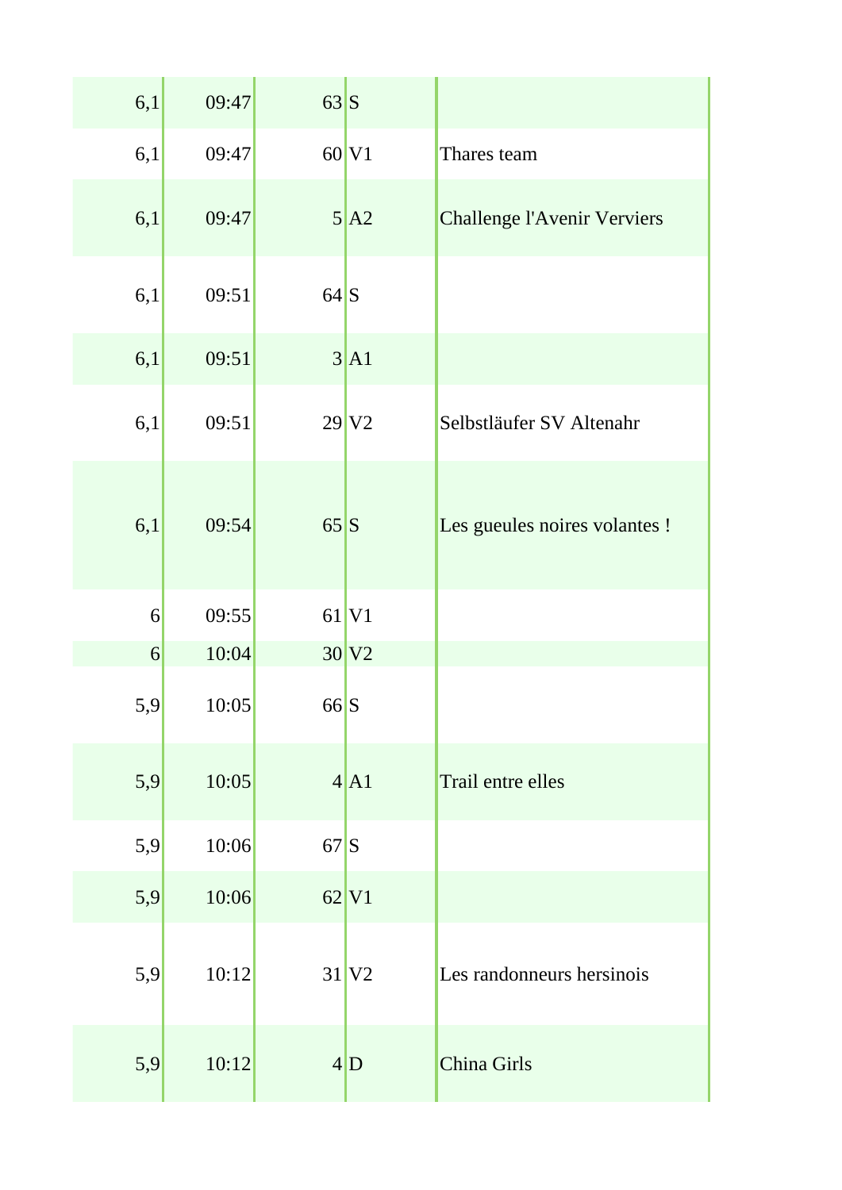| | | | | |
|---|---|---|---|---|
| 6,1 | 09:47 | 63 | S | |
| 6,1 | 09:47 | 60 | V1 | Thares team |
| 6,1 | 09:47 | 5 | A2 | Challenge l'Avenir Verviers |
| 6,1 | 09:51 | 64 | S | |
| 6,1 | 09:51 | 3 | A1 | |
| 6,1 | 09:51 | 29 | V2 | Selbstläufer SV Altenahr |
| 6,1 | 09:54 | 65 | S | Les gueules noires volantes ! |
| 6 | 09:55 | 61 | V1 | |
| 6 | 10:04 | 30 | V2 | |
| 5,9 | 10:05 | 66 | S | |
| 5,9 | 10:05 | 4 | A1 | Trail entre elles |
| 5,9 | 10:06 | 67 | S | |
| 5,9 | 10:06 | 62 | V1 | |
| 5,9 | 10:12 | 31 | V2 | Les randonneurs hersinois |
| 5,9 | 10:12 | 4 | D | China Girls |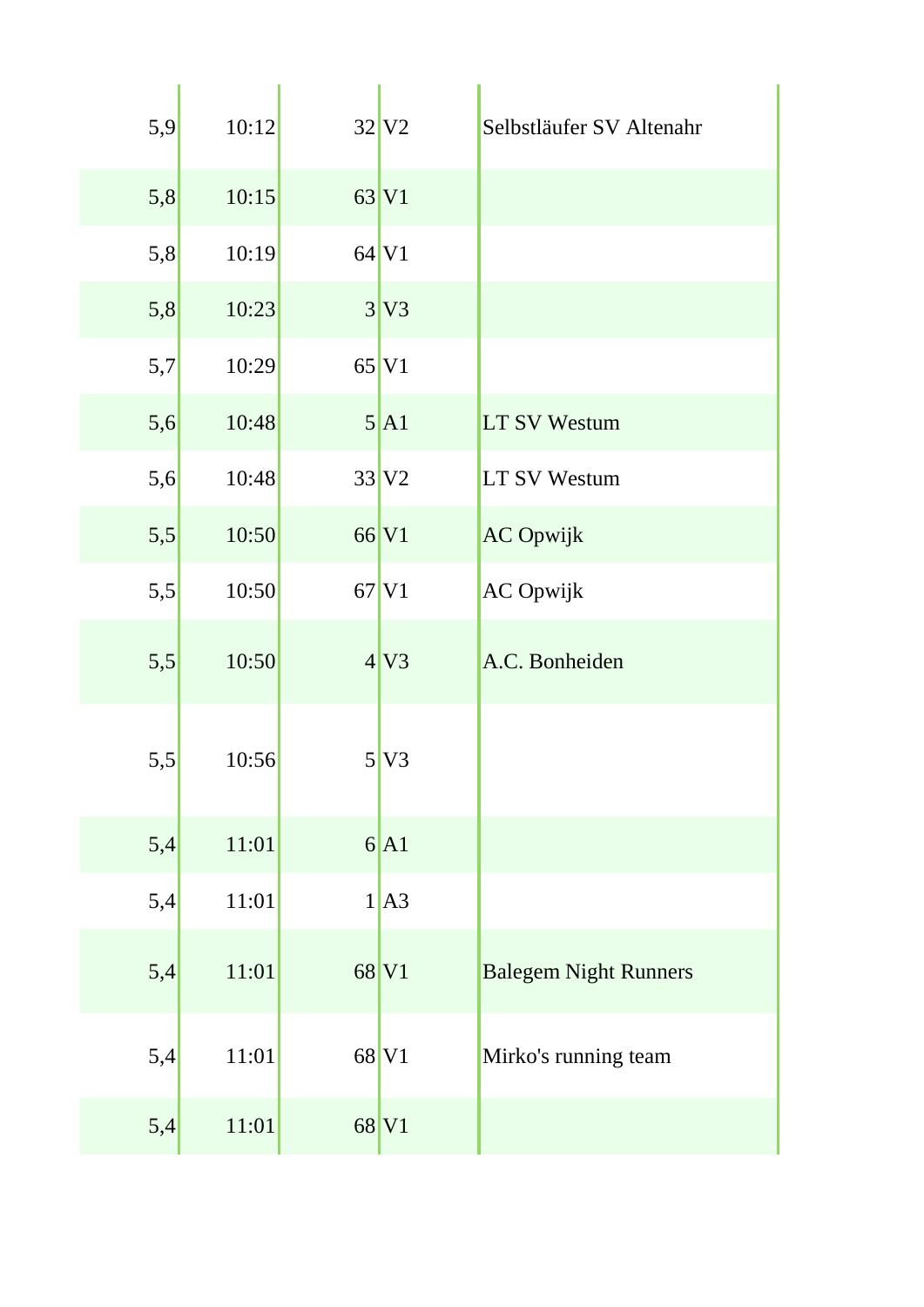| | | | | |
|---|---|---|---|---|
| 5,9 | 10:12 | 32 | V2 | Selbstläufer SV Altenahr |
| 5,8 | 10:15 | 63 | V1 | |
| 5,8 | 10:19 | 64 | V1 | |
| 5,8 | 10:23 | 3 | V3 | |
| 5,7 | 10:29 | 65 | V1 | |
| 5,6 | 10:48 | 5 | A1 | LT SV Westum |
| 5,6 | 10:48 | 33 | V2 | LT SV Westum |
| 5,5 | 10:50 | 66 | V1 | AC Opwijk |
| 5,5 | 10:50 | 67 | V1 | AC Opwijk |
| 5,5 | 10:50 | 4 | V3 | A.C. Bonheiden |
| 5,5 | 10:56 | 5 | V3 | |
| 5,4 | 11:01 | 6 | A1 | |
| 5,4 | 11:01 | 1 | A3 | |
| 5,4 | 11:01 | 68 | V1 | Balegem Night Runners |
| 5,4 | 11:01 | 68 | V1 | Mirko's running team |
| 5,4 | 11:01 | 68 | V1 | |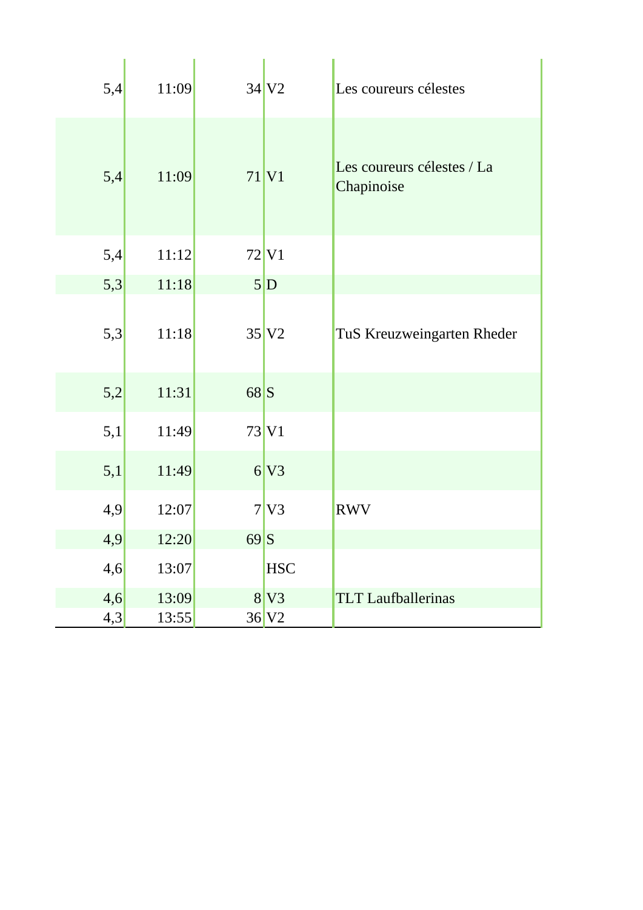| | | | | |
|---|---|---|---|---|
| 5,4 | 11:09 | 34 | V2 | Les coureurs célestes |
| 5,4 | 11:09 | 71 | V1 | Les coureurs célestes / La Chapinoise |
| 5,4 | 11:12 | 72 | V1 | |
| 5,3 | 11:18 | 5 | D | |
| 5,3 | 11:18 | 35 | V2 | TuS Kreuzweingarten Rheder |
| 5,2 | 11:31 | 68 | S | |
| 5,1 | 11:49 | 73 | V1 | |
| 5,1 | 11:49 | 6 | V3 | |
| 4,9 | 12:07 | 7 | V3 | RWV |
| 4,9 | 12:20 | 69 | S | |
| 4,6 | 13:07 | | HSC | |
| 4,6 | 13:09 | 8 | V3 | TLT Laufballerinas |
| 4,3 | 13:55 | 36 | V2 | |